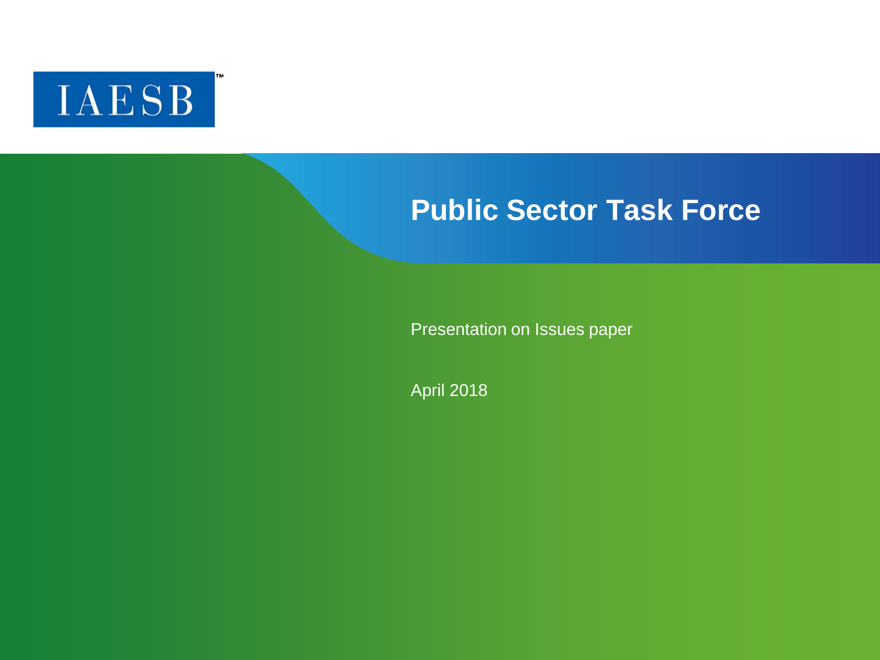IAESB™

# Public Sector Task Force

Presentation on Issues paper

April 2018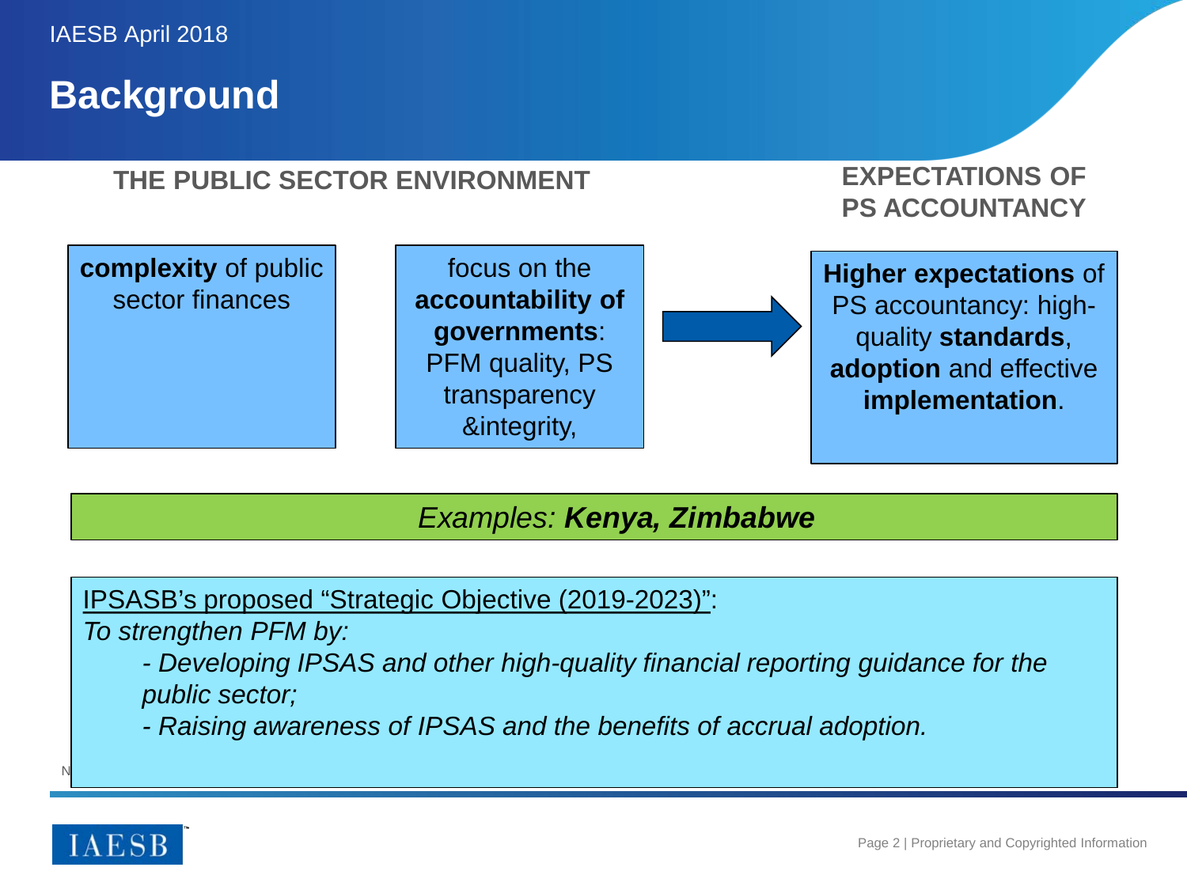# Background

**THE PUBLIC SECTOR ENVIRONMENT**

**EXPECTATIONS OF PS ACCOUNTANCY**

**complexity** of public sector finances

focus on the **accountability of governments**: PFM quality, PS transparency &integrity,

**Higher expectations** of PS accountancy: high-quality **standards**, **adoption** and effective **implementation**.

*Examples:* ***Kenya, Zimbabwe***

IPSASB's proposed "Strategic Objective (2019-2023)":

*To strengthen PFM by:*

*- Developing IPSAS and other high-quality financial reporting guidance for the public sector;*

*- Raising awareness of IPSAS and the benefits of accrual adoption.*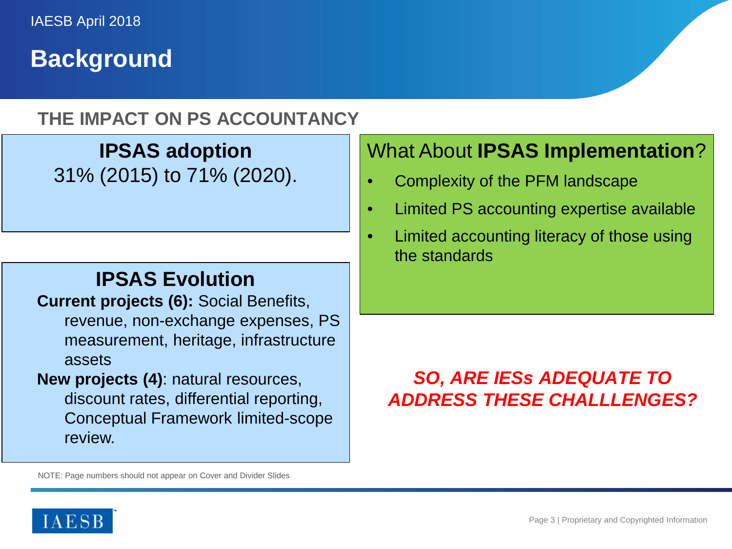# Background

## THE IMPACT ON PS ACCOUNTANCY

### IPSAS adoption

31% (2015) to 71% (2020).

### IPSAS Evolution

**Current projects (6):** Social Benefits, revenue, non-exchange expenses, PS measurement, heritage, infrastructure assets

**New projects (4)**: natural resources, discount rates, differential reporting, Conceptual Framework limited-scope review.

### What About **IPSAS Implementation**?

- Complexity of the PFM landscape
- Limited PS accounting expertise available
- Limited accounting literacy of those using the standards

***SO, ARE IESs ADEQUATE TO ADDRESS THESE CHALLLENGES?***

NOTE: Page numbers should not appear on Cover and Divider Slides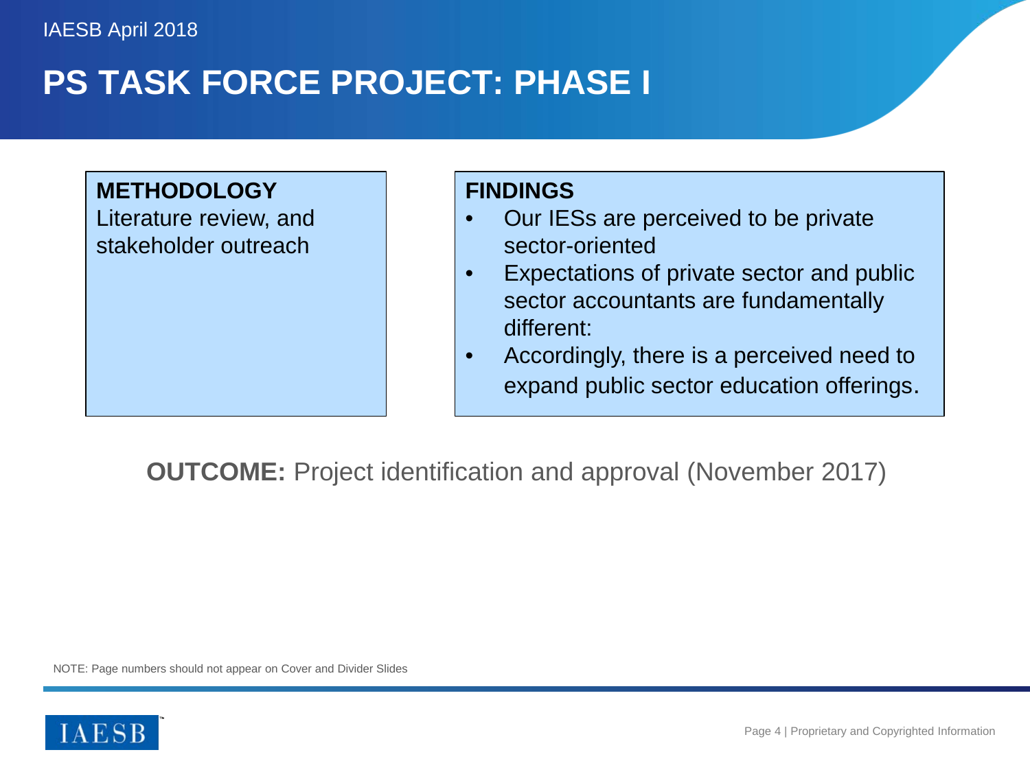# PS TASK FORCE PROJECT: PHASE I

**METHODOLOGY**

Literature review, and stakeholder outreach

**FINDINGS**

- Our IESs are perceived to be private sector-oriented
- Expectations of private sector and public sector accountants are fundamentally different:
- Accordingly, there is a perceived need to expand public sector education offerings.

**OUTCOME:** Project identification and approval (November 2017)

NOTE: Page numbers should not appear on Cover and Divider Slides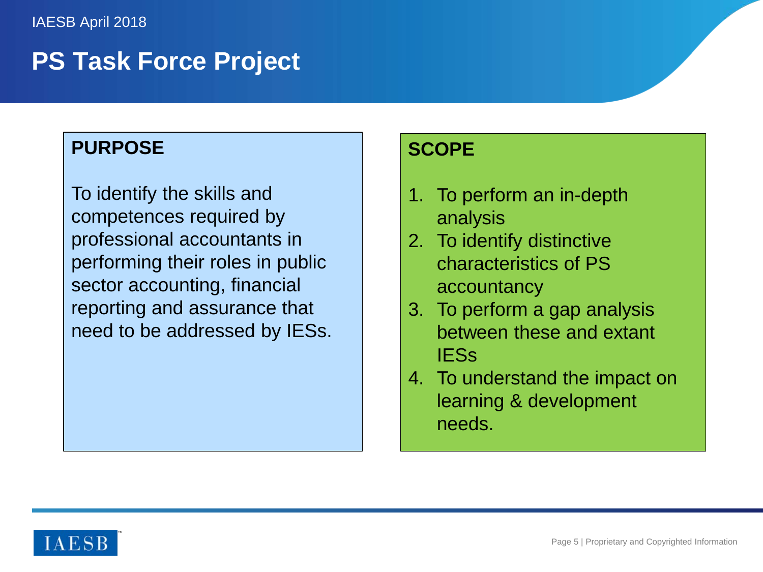IAESB April 2018

# PS Task Force Project

## PURPOSE

To identify the skills and competences required by professional accountants in performing their roles in public sector accounting, financial reporting and assurance that need to be addressed by IESs.

## SCOPE

1. To perform an in-depth analysis
2. To identify distinctive characteristics of PS accountancy
3. To perform a gap analysis between these and extant IESs
4. To understand the impact on learning & development needs.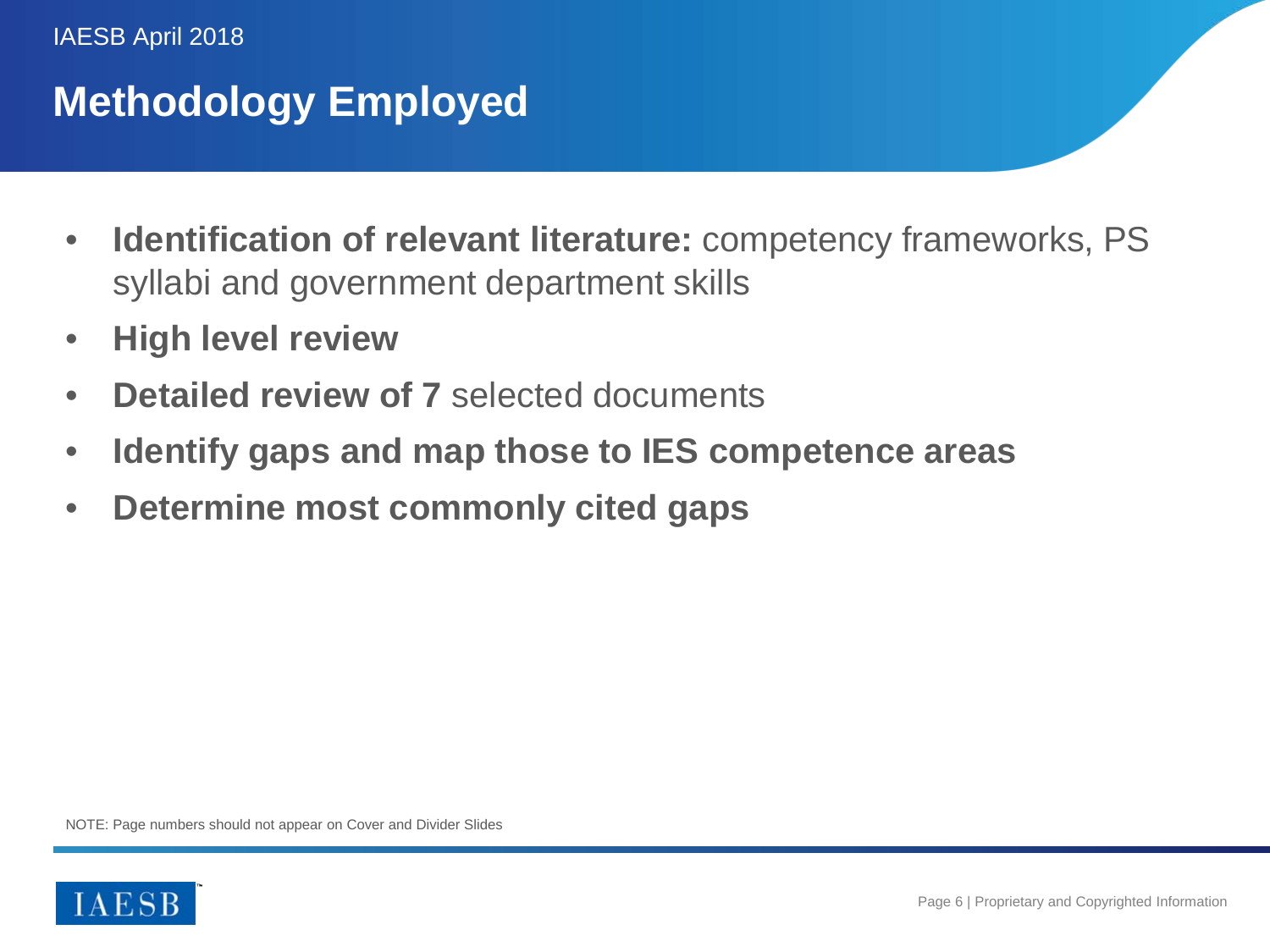# Methodology Employed

- **Identification of relevant literature:** competency frameworks, PS syllabi and government department skills
- **High level review**
- **Detailed review of 7** selected documents
- **Identify gaps and map those to IES competence areas**
- **Determine most commonly cited gaps**

NOTE: Page numbers should not appear on Cover and Divider Slides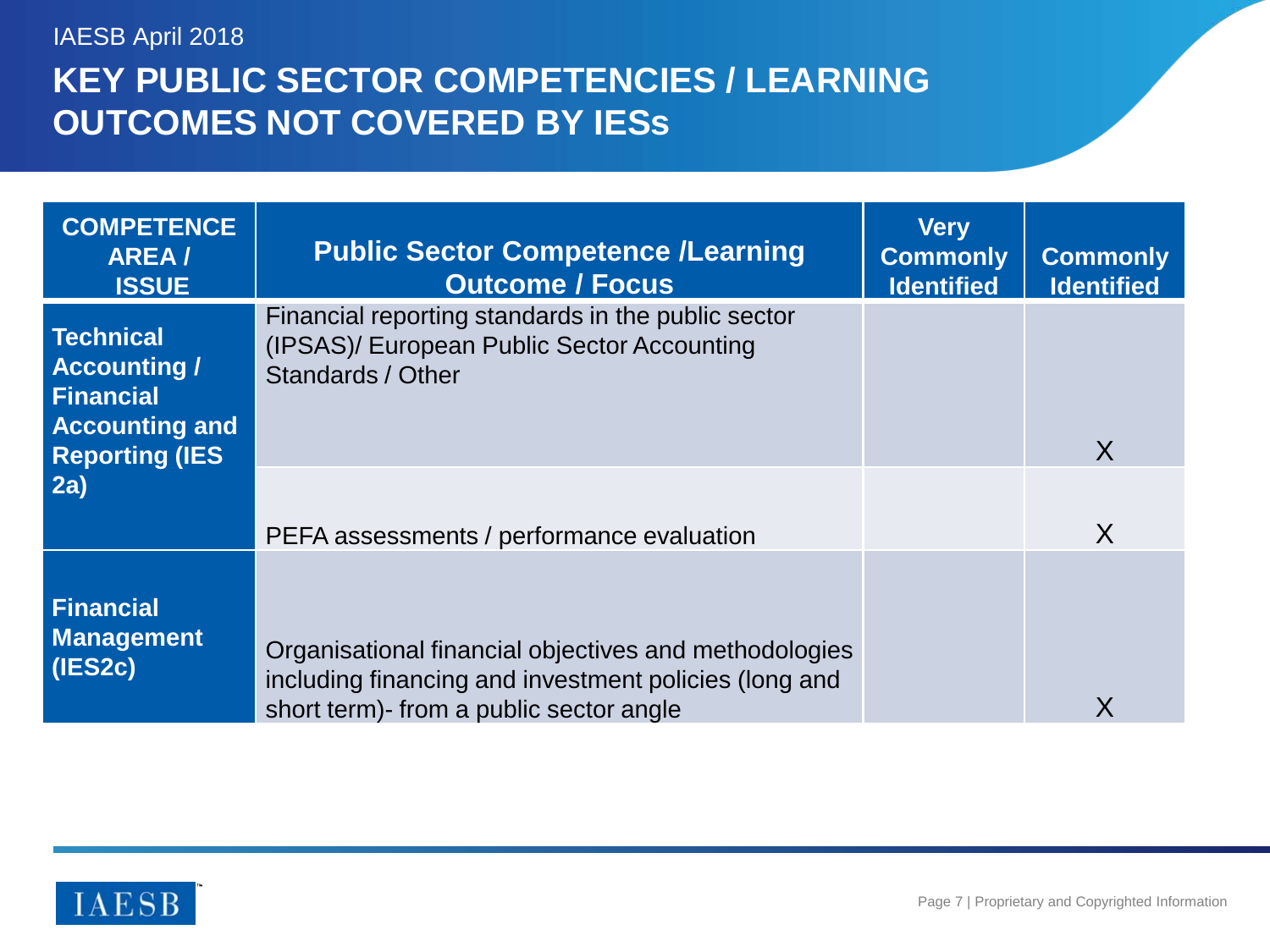IAESB April 2018

# KEY PUBLIC SECTOR COMPETENCIES / LEARNING OUTCOMES NOT COVERED BY IESs

| COMPETENCE AREA / ISSUE | Public Sector Competence /Learning Outcome / Focus | Very Commonly Identified | Commonly Identified |
|---|---|---|---|
| **Technical Accounting / Financial Accounting and Reporting (IES 2a)** | Financial reporting standards in the public sector (IPSAS)/ European Public Sector Accounting Standards / Other | | X |
| | PEFA assessments / performance evaluation | | X |
| **Financial Management (IES2c)** | Organisational financial objectives and methodologies including financing and investment policies (long and short term)- from a public sector angle | | X |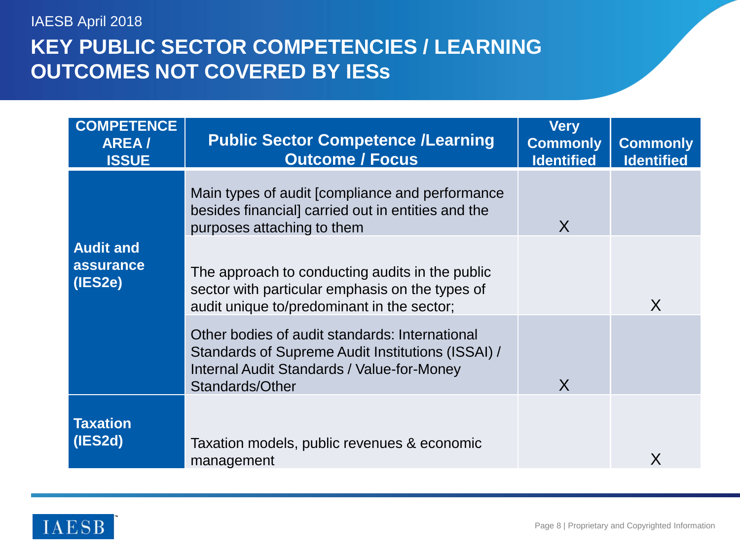IAESB April 2018

# KEY PUBLIC SECTOR COMPETENCIES / LEARNING OUTCOMES NOT COVERED BY IESs

| COMPETENCE AREA / ISSUE | Public Sector Competence /Learning Outcome / Focus | Very Commonly Identified | Commonly Identified |
|---|---|---|---|
| Audit and assurance (IES2e) | Main types of audit [compliance and performance besides financial] carried out in entities and the purposes attaching to them | X | |
| | The approach to conducting audits in the public sector with particular emphasis on the types of audit unique to/predominant in the sector; | | X |
| | Other bodies of audit standards: International Standards of Supreme Audit Institutions (ISSAI) / Internal Audit Standards / Value-for-Money Standards/Other | X | |
| Taxation (IES2d) | Taxation models, public revenues & economic management | | X |

Proprietary and Copyrighted Information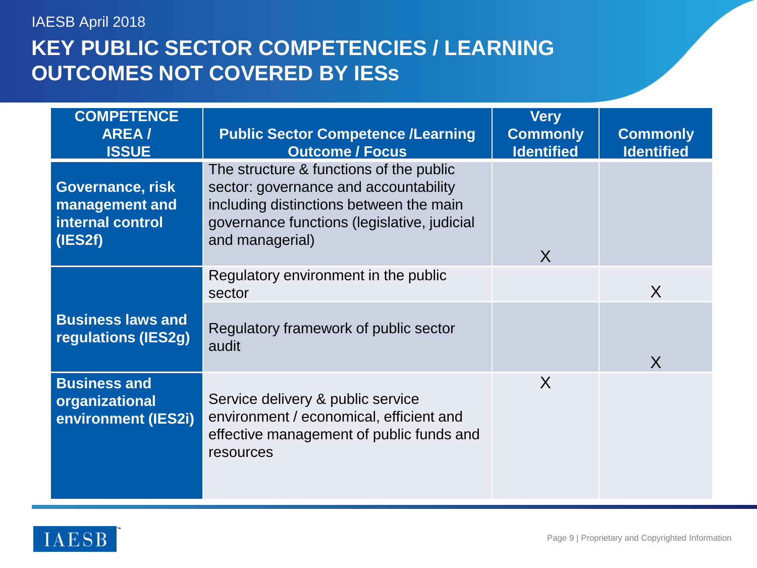IAESB April 2018

# KEY PUBLIC SECTOR COMPETENCIES / LEARNING OUTCOMES NOT COVERED BY IESs

| COMPETENCE AREA / ISSUE | Public Sector Competence /Learning Outcome / Focus | Very Commonly Identified | Commonly Identified |
|---|---|---|---|
| **Governance, risk management and internal control (IES2f)** | The structure & functions of the public sector: governance and accountability including distinctions between the main governance functions (legislative, judicial and managerial) | X | |
| **Business laws and regulations (IES2g)** | Regulatory environment in the public sector | | X |
| | Regulatory framework of public sector audit | | X |
| **Business and organizational environment (IES2i)** | Service delivery & public service environment / economical, efficient and effective management of public funds and resources | X | |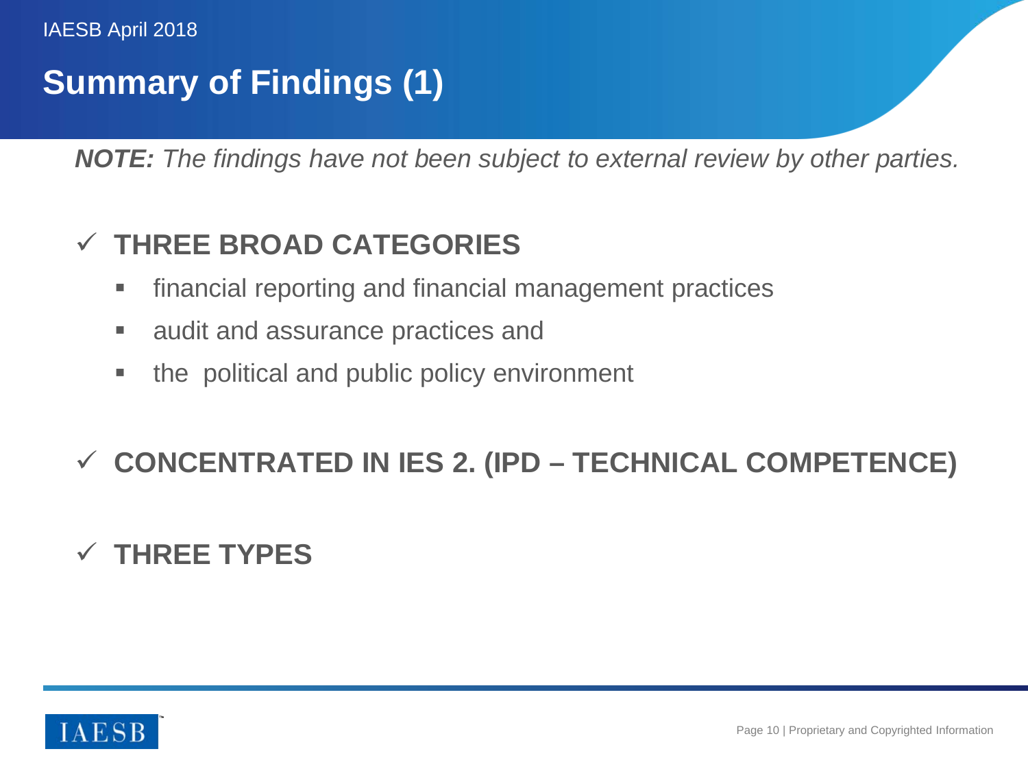## Summary of Findings (1)

***NOTE:*** *The findings have not been subject to external review by other parties.*

✓ **THREE BROAD CATEGORIES**

- financial reporting and financial management practices
- audit and assurance practices and
- the political and public policy environment

✓ **CONCENTRATED IN IES 2. (IPD – TECHNICAL COMPETENCE)**

✓ **THREE TYPES**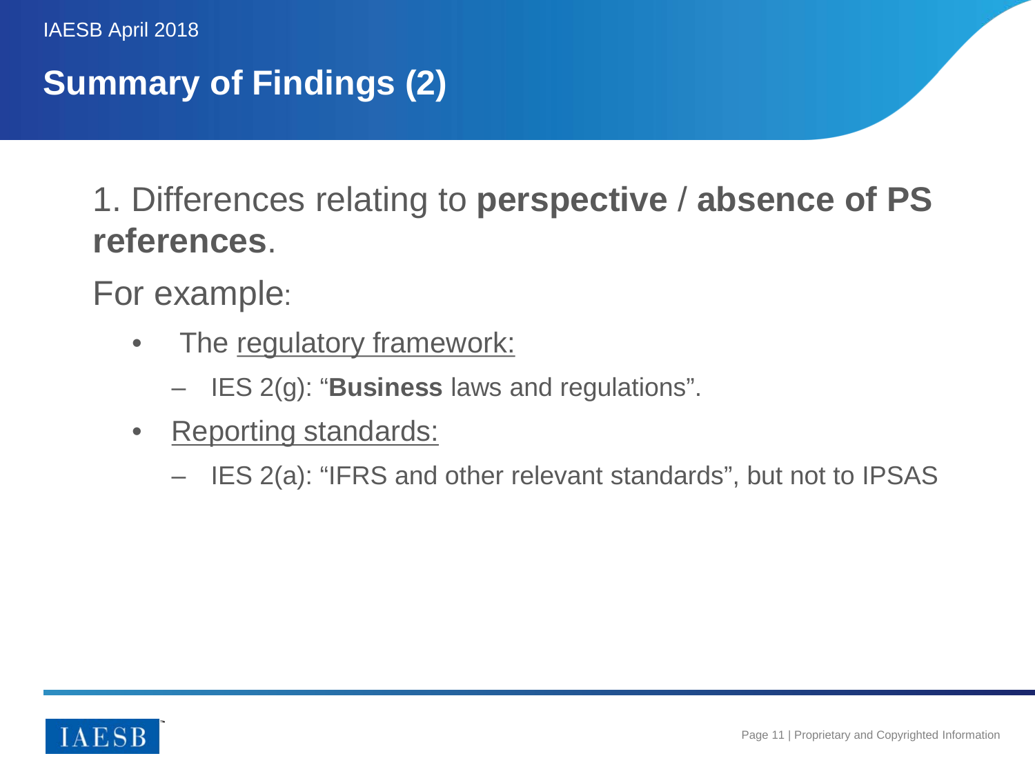# Summary of Findings (2)

1. Differences relating to **perspective** / **absence of PS references**.

For example:

- The regulatory framework:
  - IES 2(g): "**Business** laws and regulations".
- Reporting standards:
  - IES 2(a): "IFRS and other relevant standards", but not to IPSAS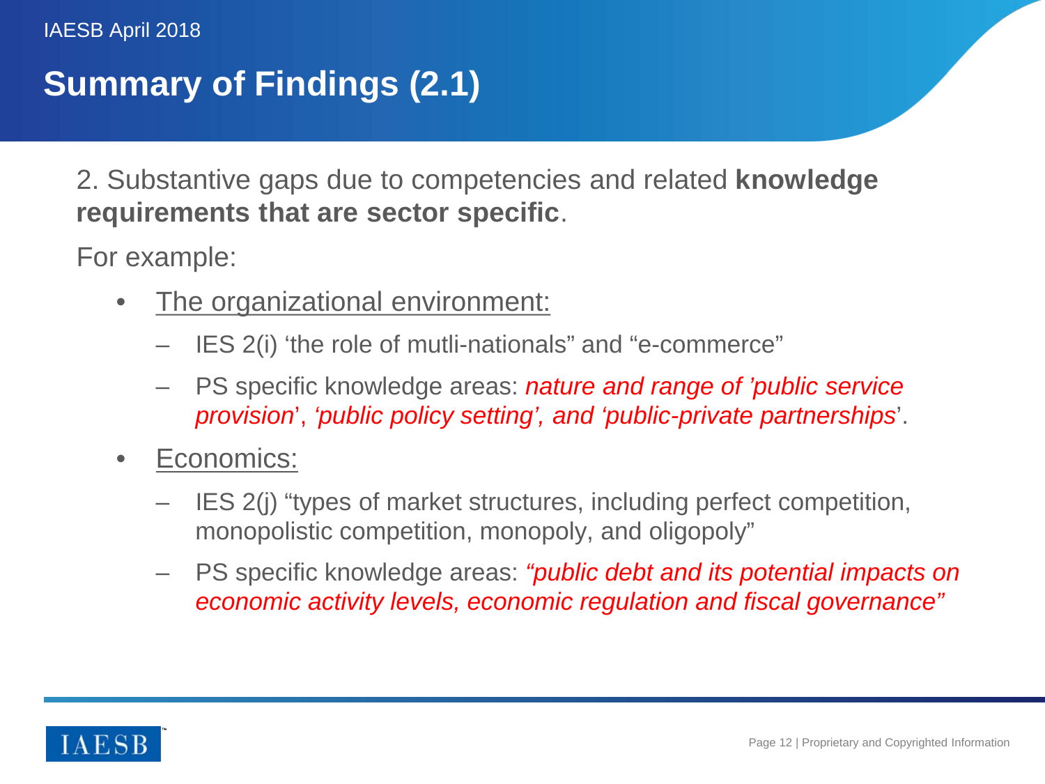## Summary of Findings (2.1)

2. Substantive gaps due to competencies and related **knowledge requirements that are sector specific**.

For example:

- The organizational environment:
  - IES 2(i) 'the role of mutli-nationals" and "e-commerce"
  - PS specific knowledge areas: *nature and range of 'public service provision*', *'public policy setting', and 'public-private partnerships*'.
- Economics:
  - IES 2(j) "types of market structures, including perfect competition, monopolistic competition, monopoly, and oligopoly"
  - PS specific knowledge areas: *"public debt and its potential impacts on economic activity levels, economic regulation and fiscal governance"*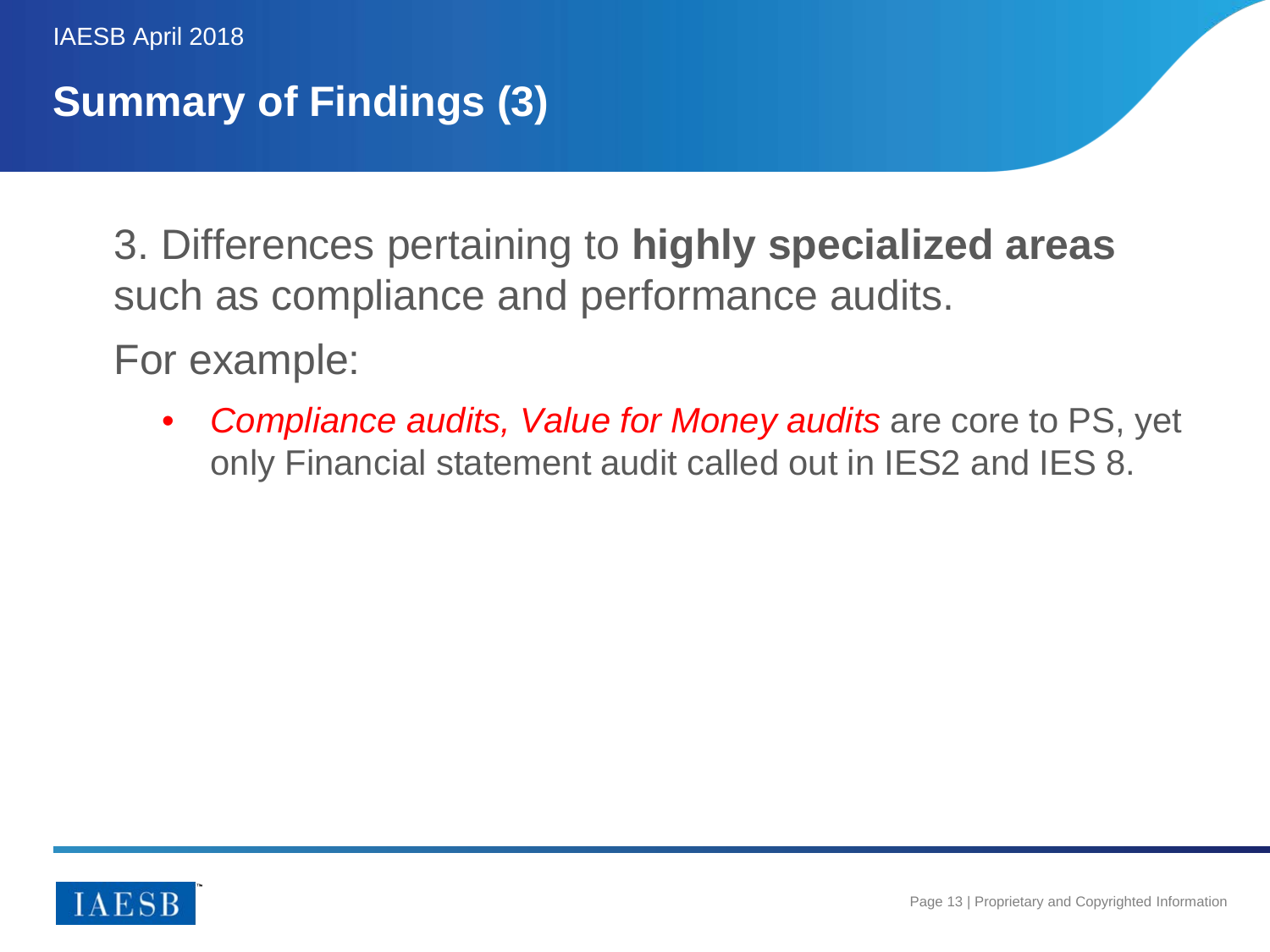## Summary of Findings (3)

3. Differences pertaining to **highly specialized areas** such as compliance and performance audits.

For example:

- *Compliance audits, Value for Money audits* are core to PS, yet only Financial statement audit called out in IES2 and IES 8.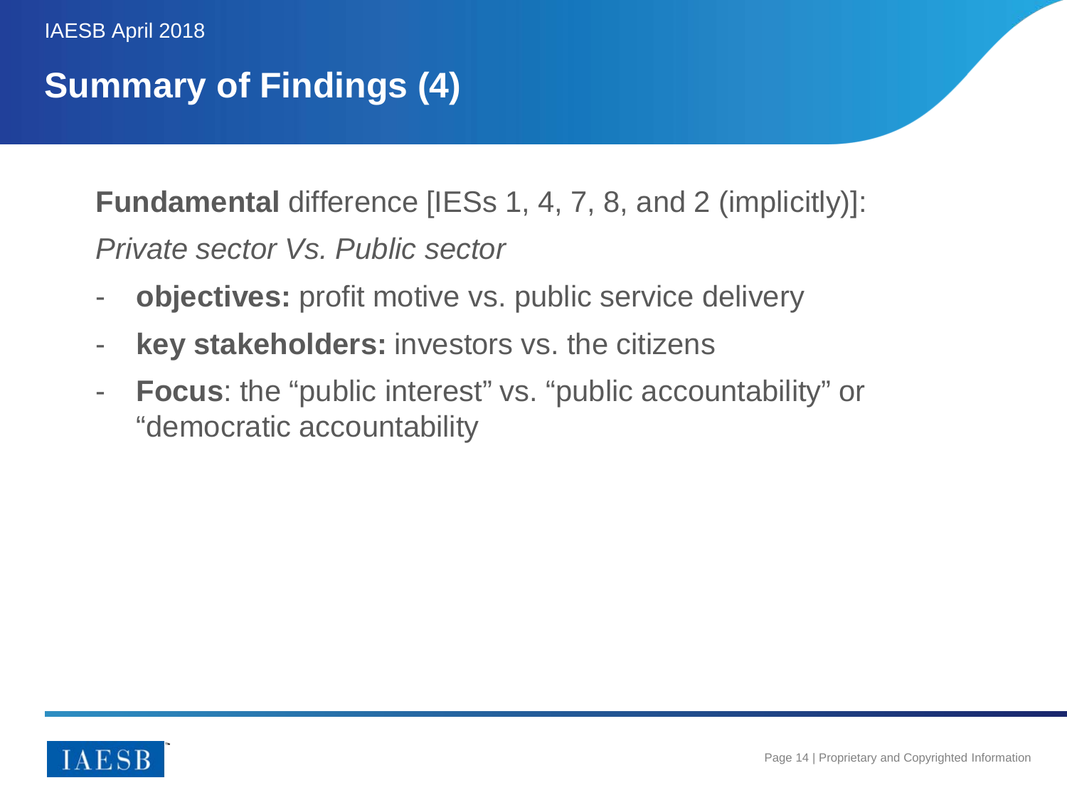# Summary of Findings (4)

**Fundamental** difference [IESs 1, 4, 7, 8, and 2 (implicitly)]:

*Private sector Vs. Public sector*

- **objectives:** profit motive vs. public service delivery
- **key stakeholders:** investors vs. the citizens
- **Focus**: the “public interest” vs. “public accountability” or “democratic accountability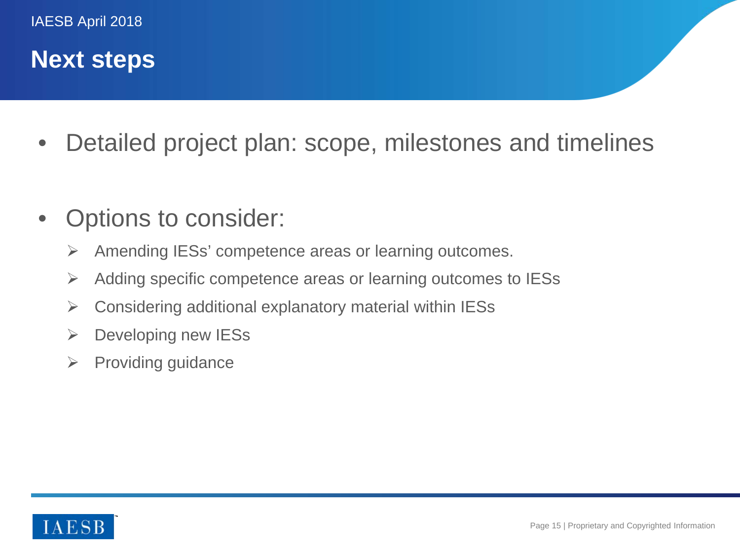# Next steps

- Detailed project plan: scope, milestones and timelines

- Options to consider:
  - Amending IESs' competence areas or learning outcomes.
  - Adding specific competence areas or learning outcomes to IESs
  - Considering additional explanatory material within IESs
  - Developing new IESs
  - Providing guidance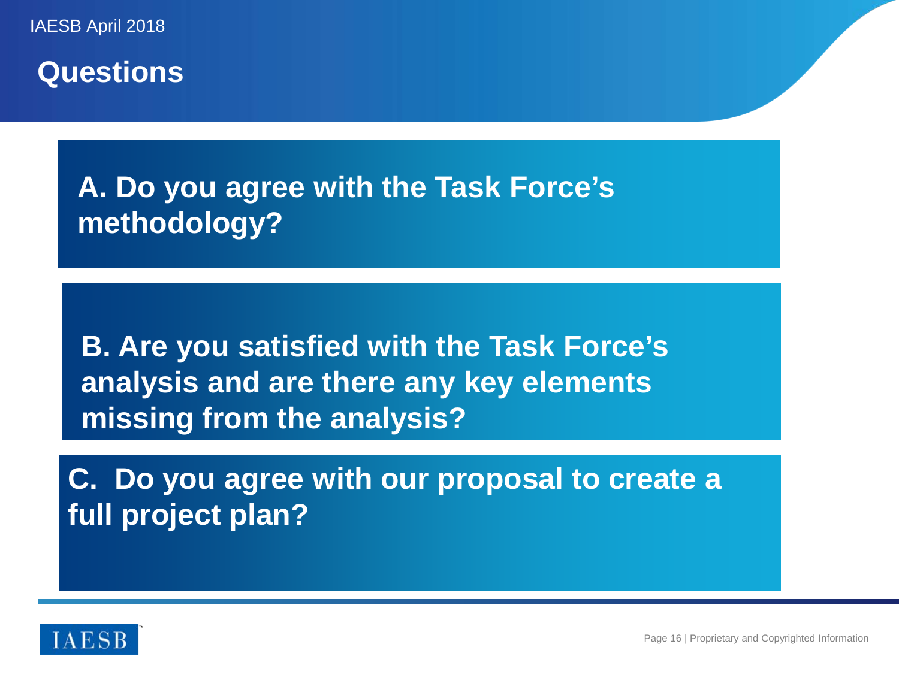# Questions

**A. Do you agree with the Task Force's methodology?**

**B. Are you satisfied with the Task Force's analysis and are there any key elements missing from the analysis?**

**C. Do you agree with our proposal to create a full project plan?**